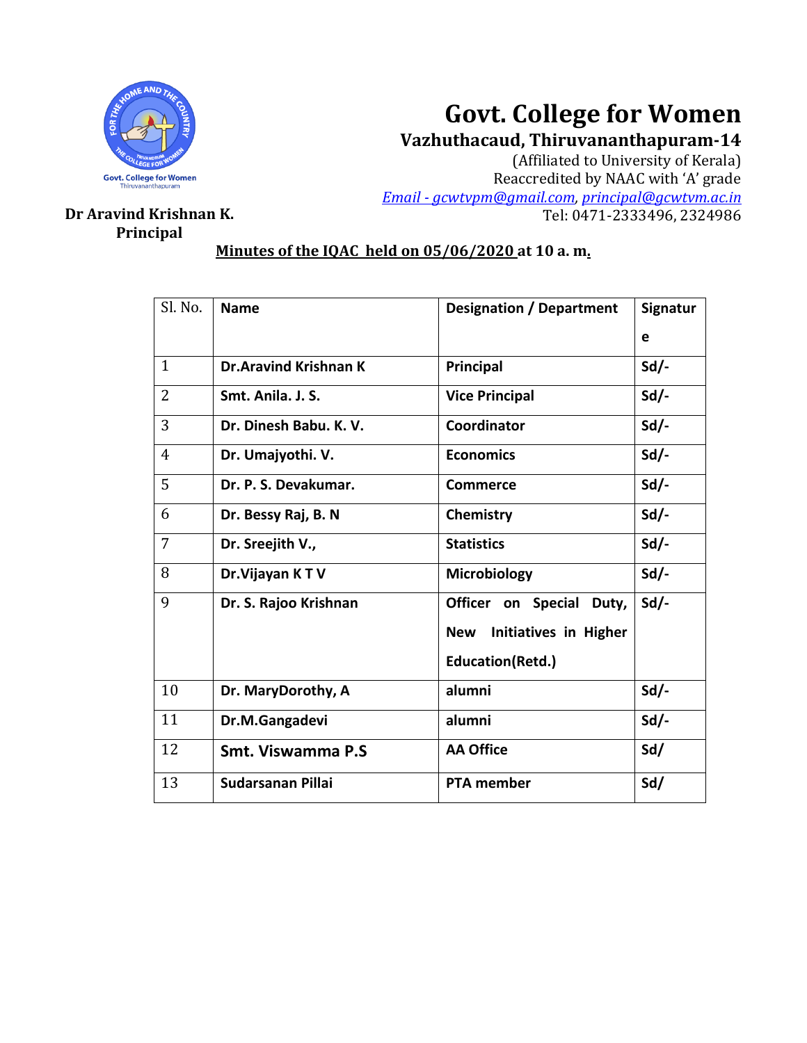# Govt. College for Women

## Vazhuthacaud, Thiruvananthapuram-14

(Affiliated to University of Kerala)
Reaccredited by NAAC with 'A' grade
Email - gcwtvpm@gmail.com, principal@gcwtvm.ac.in
Tel: 0471-2333496, 2324986

**Dr Aravind Krishnan K.**
**Principal**

**Minutes of the IQAC held on 05/06/2020 at 10 a. m.**

| Sl. No. | Name | Designation / Department | Signature |
|---|---|---|---|
| 1 | **Dr.Aravind Krishnan K** | **Principal** | **Sd/-** |
| 2 | **Smt. Anila. J. S.** | **Vice Principal** | **Sd/-** |
| 3 | **Dr. Dinesh Babu. K. V.** | **Coordinator** | **Sd/-** |
| 4 | **Dr. Umajyothi. V.** | **Economics** | **Sd/-** |
| 5 | **Dr. P. S. Devakumar.** | **Commerce** | **Sd/-** |
| 6 | **Dr. Bessy Raj, B. N** | **Chemistry** | **Sd/-** |
| 7 | **Dr. Sreejith V.,** | **Statistics** | **Sd/-** |
| 8 | **Dr.Vijayan K T V** | **Microbiology** | **Sd/-** |
| 9 | **Dr. S. Rajoo Krishnan** | **Officer on Special Duty, New Initiatives in Higher Education(Retd.)** | **Sd/-** |
| 10 | **Dr. MaryDorothy, A** | **alumni** | **Sd/-** |
| 11 | **Dr.M.Gangadevi** | **alumni** | **Sd/-** |
| 12 | **Smt. Viswamma P.S** | **AA Office** | **Sd/** |
| 13 | **Sudarsanan Pillai** | **PTA member** | **Sd/** |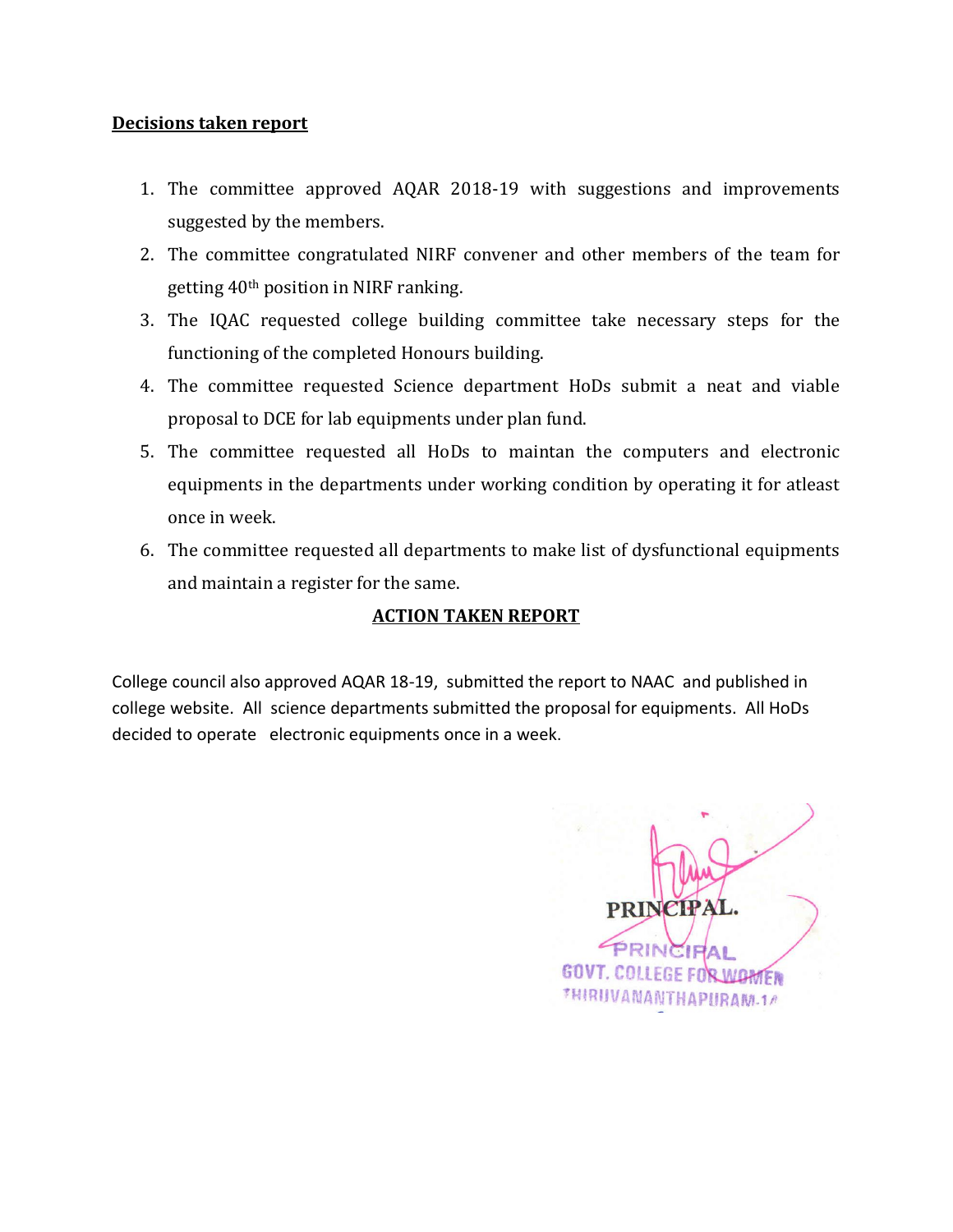**Decisions taken report**

1. The committee approved AQAR 2018-19 with suggestions and improvements suggested by the members.
2. The committee congratulated NIRF convener and other members of the team for getting 40th position in NIRF ranking.
3. The IQAC requested college building committee take necessary steps for the functioning of the completed Honours building.
4. The committee requested Science department HoDs submit a neat and viable proposal to DCE for lab equipments under plan fund.
5. The committee requested all HoDs to maintan the computers and electronic equipments in the departments under working condition by operating it for atleast once in week.
6. The committee requested all departments to make list of dysfunctional equipments and maintain a register for the same.

**ACTION TAKEN REPORT**

College council also approved AQAR 18-19, submitted the report to NAAC and published in college website. All science departments submitted the proposal for equipments. All HoDs decided to operate electronic equipments once in a week.

PRINCIPAL.

PRINCIPAL
GOVT. COLLEGE FOR WOMEN
THIRUVANANTHAPURAM-14